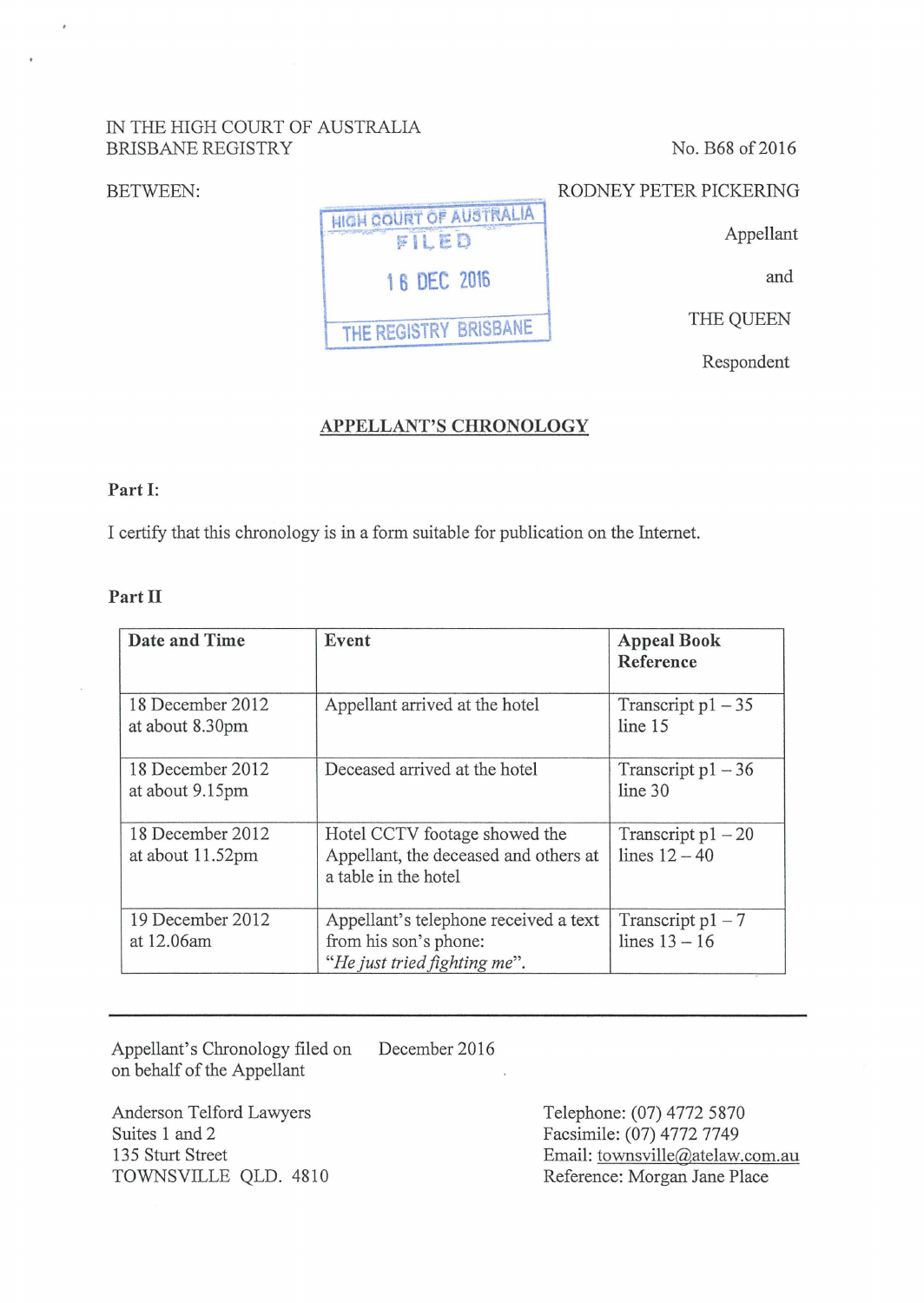IN THE HIGH COURT OF AUSTRALIA
BRISBANE REGISTRY

No. B68 of 2016

BETWEEN:

HIGH COURT OF AUSTRALIA
FILED
16 DEC 2016
THE REGISTRY BRISBANE

RODNEY PETER PICKERING

Appellant

and

THE QUEEN

Respondent

## APPELLANT'S CHRONOLOGY

**Part I:**

I certify that this chronology is in a form suitable for publication on the Internet.

**Part II**

| Date and Time | Event | Appeal Book Reference |
|---|---|---|
| 18 December 2012 at about 8.30pm | Appellant arrived at the hotel | Transcript p1 – 35 line 15 |
| 18 December 2012 at about 9.15pm | Deceased arrived at the hotel | Transcript p1 – 36 line 30 |
| 18 December 2012 at about 11.52pm | Hotel CCTV footage showed the Appellant, the deceased and others at a table in the hotel | Transcript p1 – 20 lines 12 – 40 |
| 19 December 2012 at 12.06am | Appellant's telephone received a text from his son's phone: "*He just tried fighting me*". | Transcript p1 – 7 lines 13 – 16 |

Appellant's Chronology filed on behalf of the Appellant — December 2016

Anderson Telford Lawyers
Suites 1 and 2
135 Sturt Street
TOWNSVILLE QLD. 4810

Telephone: (07) 4772 5870
Facsimile: (07) 4772 7749
Email: townsville@atelaw.com.au
Reference: Morgan Jane Place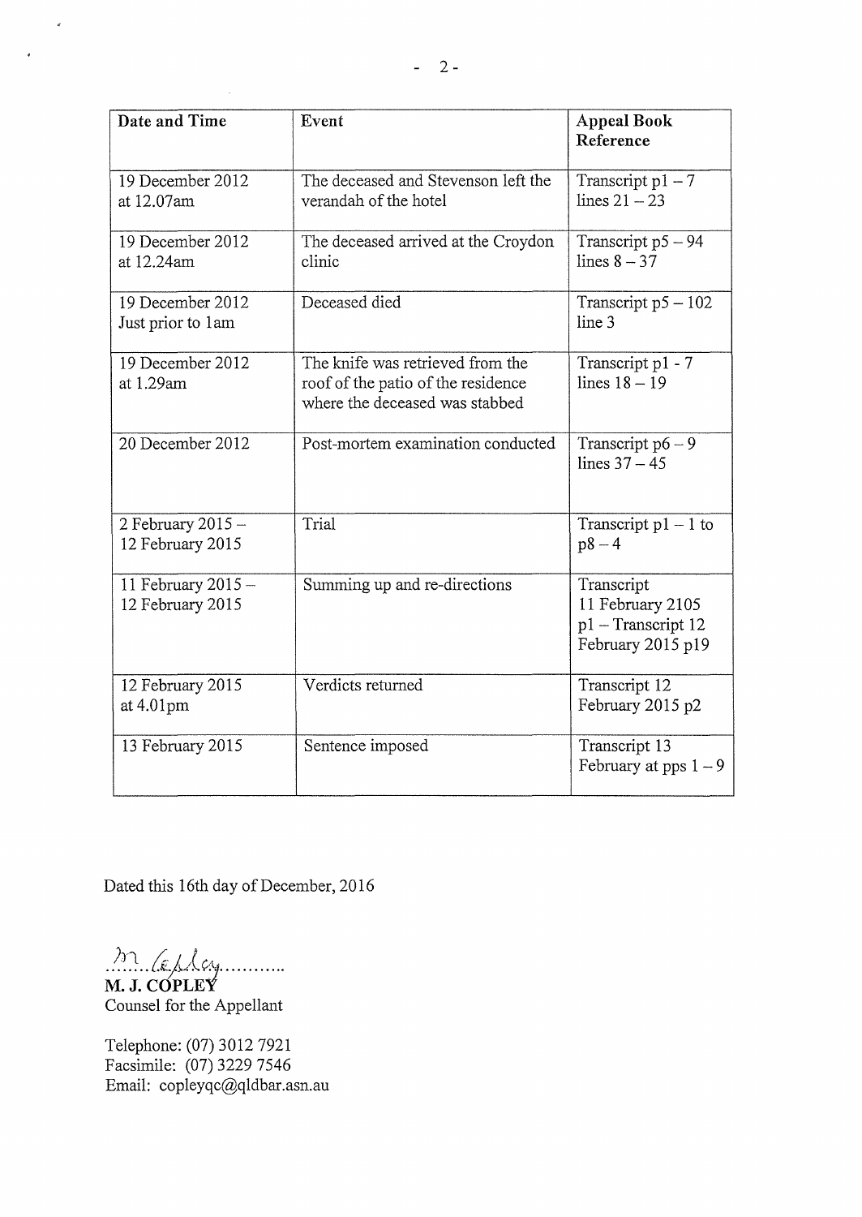| Date and Time | Event | Appeal Book Reference |
|---|---|---|
| 19 December 2012 at 12.07am | The deceased and Stevenson left the verandah of the hotel | Transcript p1 – 7 lines 21 – 23 |
| 19 December 2012 at 12.24am | The deceased arrived at the Croydon clinic | Transcript p5 – 94 lines 8 – 37 |
| 19 December 2012 Just prior to 1am | Deceased died | Transcript p5 – 102 line 3 |
| 19 December 2012 at 1.29am | The knife was retrieved from the roof of the patio of the residence where the deceased was stabbed | Transcript p1 - 7 lines 18 – 19 |
| 20 December 2012 | Post-mortem examination conducted | Transcript p6 – 9 lines 37 – 45 |
| 2 February 2015 – 12 February 2015 | Trial | Transcript p1 – 1 to p8 – 4 |
| 11 February 2015 – 12 February 2015 | Summing up and re-directions | Transcript 11 February 2105 p1 – Transcript 12 February 2015 p19 |
| 12 February 2015 at 4.01pm | Verdicts returned | Transcript 12 February 2015 p2 |
| 13 February 2015 | Sentence imposed | Transcript 13 February at pps 1 – 9 |

Dated this 16th day of December, 2016

M. Copley

**M. J. COPLEY**
Counsel for the Appellant

Telephone: (07) 3012 7921
Facsimile: (07) 3229 7546
Email: copleyqc@qldbar.asn.au